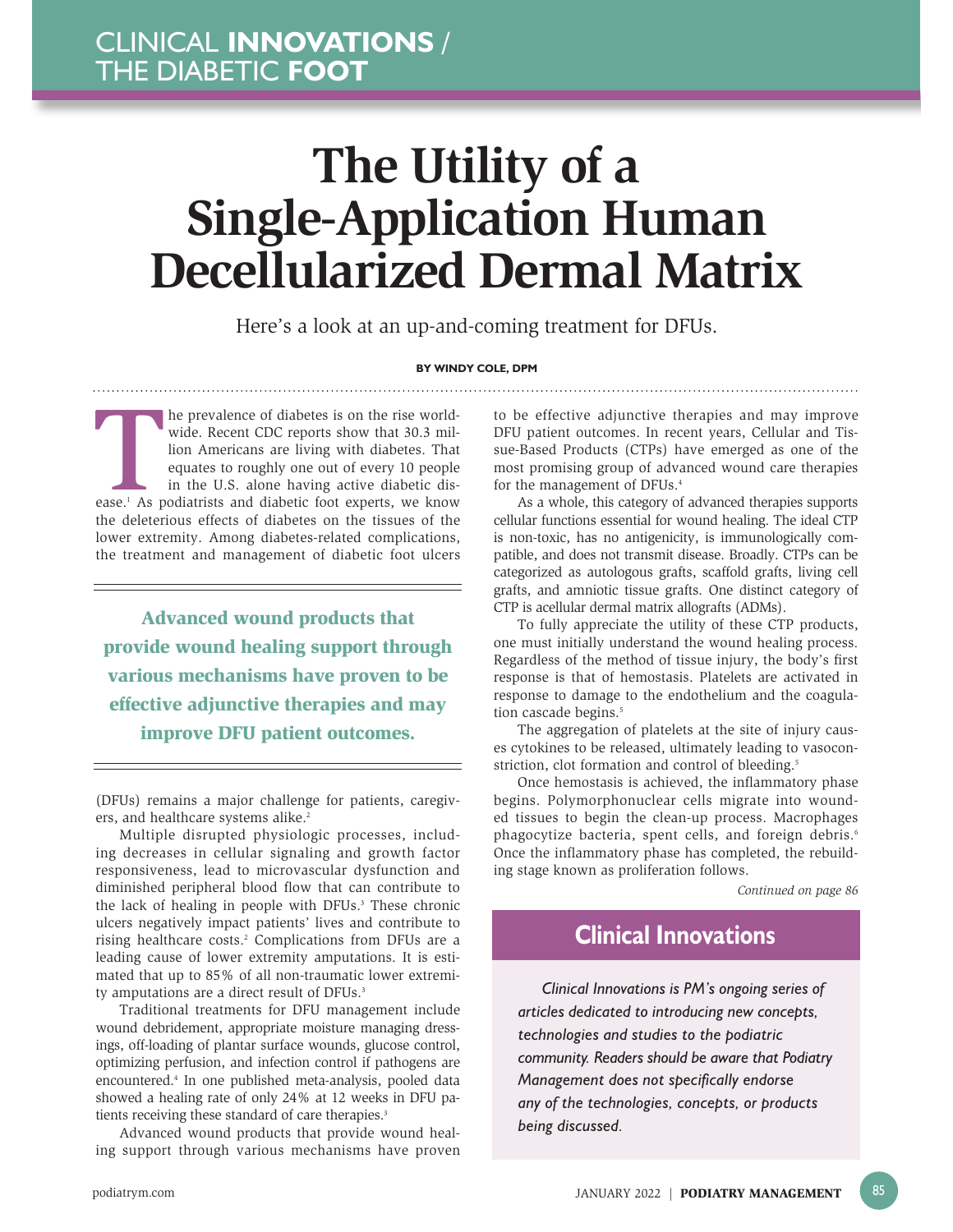CLINICAL **INNOVATIONS** / THE DIABETIC **FOOT**

# The Utility of a Single-Application Human Decellularized Dermal Matrix

Here's a look at an up-and-coming treatment for DFUs.

**BY WINDY COLE, DPM**

The prevalence of diabetes is on the rise worldwide. Recent CDC reports show that 30.3 million Americans are living with diabetes. That equates to roughly one out of every 10 people in the U.S. alone having active diabetic disease.[1] As podiatrists and diabetic foot experts, we know the deleterious effects of diabetes on the tissues of the lower extremity. Among diabetes-related complications, the treatment and management of diabetic foot ulcers (DFUs) remains a major challenge for patients, caregivers, and healthcare systems alike.[2]

> **Advanced wound products that provide wound healing support through various mechanisms have proven to be effective adjunctive therapies and may improve DFU patient outcomes.**

Multiple disrupted physiologic processes, including decreases in cellular signaling and growth factor responsiveness, lead to microvascular dysfunction and diminished peripheral blood flow that can contribute to the lack of healing in people with DFUs.[3] These chronic ulcers negatively impact patients' lives and contribute to rising healthcare costs.[2] Complications from DFUs are a leading cause of lower extremity amputations. It is estimated that up to 85% of all non-traumatic lower extremity amputations are a direct result of DFUs.[3]

Traditional treatments for DFU management include wound debridement, appropriate moisture managing dressings, off-loading of plantar surface wounds, glucose control, optimizing perfusion, and infection control if pathogens are encountered.[4] In one published meta-analysis, pooled data showed a healing rate of only 24% at 12 weeks in DFU patients receiving these standard of care therapies.[3]

Advanced wound products that provide wound healing support through various mechanisms have proven to be effective adjunctive therapies and may improve DFU patient outcomes. In recent years, Cellular and Tissue-Based Products (CTPs) have emerged as one of the most promising group of advanced wound care therapies for the management of DFUs.[4]

As a whole, this category of advanced therapies supports cellular functions essential for wound healing. The ideal CTP is non-toxic, has no antigenicity, is immunologically compatible, and does not transmit disease. Broadly. CTPs can be categorized as autologous grafts, scaffold grafts, living cell grafts, and amniotic tissue grafts. One distinct category of CTP is acellular dermal matrix allografts (ADMs).

To fully appreciate the utility of these CTP products, one must initially understand the wound healing process. Regardless of the method of tissue injury, the body's first response is that of hemostasis. Platelets are activated in response to damage to the endothelium and the coagulation cascade begins.[5]

The aggregation of platelets at the site of injury causes cytokines to be released, ultimately leading to vasoconstriction, clot formation and control of bleeding.[5]

Once hemostasis is achieved, the inflammatory phase begins. Polymorphonuclear cells migrate into wounded tissues to begin the clean-up process. Macrophages phagocytize bacteria, spent cells, and foreign debris.[6] Once the inflammatory phase has completed, the rebuilding stage known as proliferation follows.

*Continued on page 86*

## Clinical Innovations

*Clinical Innovations is PM's ongoing series of articles dedicated to introducing new concepts, technologies and studies to the podiatric community. Readers should be aware that Podiatry Management does not specifically endorse any of the technologies, concepts, or products being discussed.*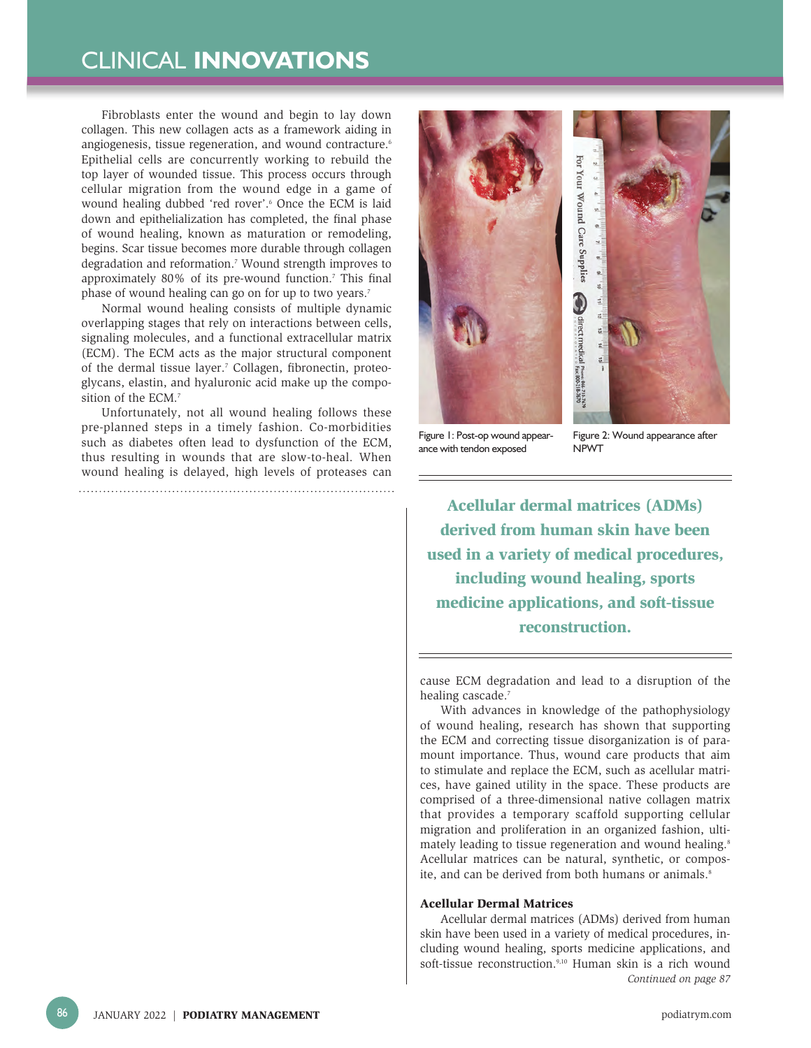Fibroblasts enter the wound and begin to lay down collagen. This new collagen acts as a framework aiding in angiogenesis, tissue regeneration, and wound contracture.[6] Epithelial cells are concurrently working to rebuild the top layer of wounded tissue. This process occurs through cellular migration from the wound edge in a game of wound healing dubbed 'red rover'.[6] Once the ECM is laid down and epithelialization has completed, the final phase of wound healing, known as maturation or remodeling, begins. Scar tissue becomes more durable through collagen degradation and reformation.[7] Wound strength improves to approximately 80% of its pre-wound function.[7] This final phase of wound healing can go on for up to two years.[7]

Normal wound healing consists of multiple dynamic overlapping stages that rely on interactions between cells, signaling molecules, and a functional extracellular matrix (ECM). The ECM acts as the major structural component of the dermal tissue layer.[7] Collagen, fibronectin, proteoglycans, elastin, and hyaluronic acid make up the composition of the ECM.[7]

Unfortunately, not all wound healing follows these pre-planned steps in a timely fashion. Co-morbidities such as diabetes often lead to dysfunction of the ECM, thus resulting in wounds that are slow-to-heal. When wound healing is delayed, high levels of proteases can cause ECM degradation and lead to a disruption of the healing cascade.[7]

Figure 1: Post-op wound appearance with tendon exposed

Figure 2: Wound appearance after NPWT

With advances in knowledge of the pathophysiology of wound healing, research has shown that supporting the ECM and correcting tissue disorganization is of paramount importance. Thus, wound care products that aim to stimulate and replace the ECM, such as acellular matrices, have gained utility in the space. These products are comprised of a three-dimensional native collagen matrix that provides a temporary scaffold supporting cellular migration and proliferation in an organized fashion, ultimately leading to tissue regeneration and wound healing.[8] Acellular matrices can be natural, synthetic, or composite, and can be derived from both humans or animals.[8]

> **Acellular dermal matrices (ADMs) derived from human skin have been used in a variety of medical procedures, including wound healing, sports medicine applications, and soft-tissue reconstruction.**

### Acellular Dermal Matrices

Acellular dermal matrices (ADMs) derived from human skin have been used in a variety of medical procedures, including wound healing, sports medicine applications, and soft-tissue reconstruction.[9,10] Human skin is a rich wound

*Continued on page 87*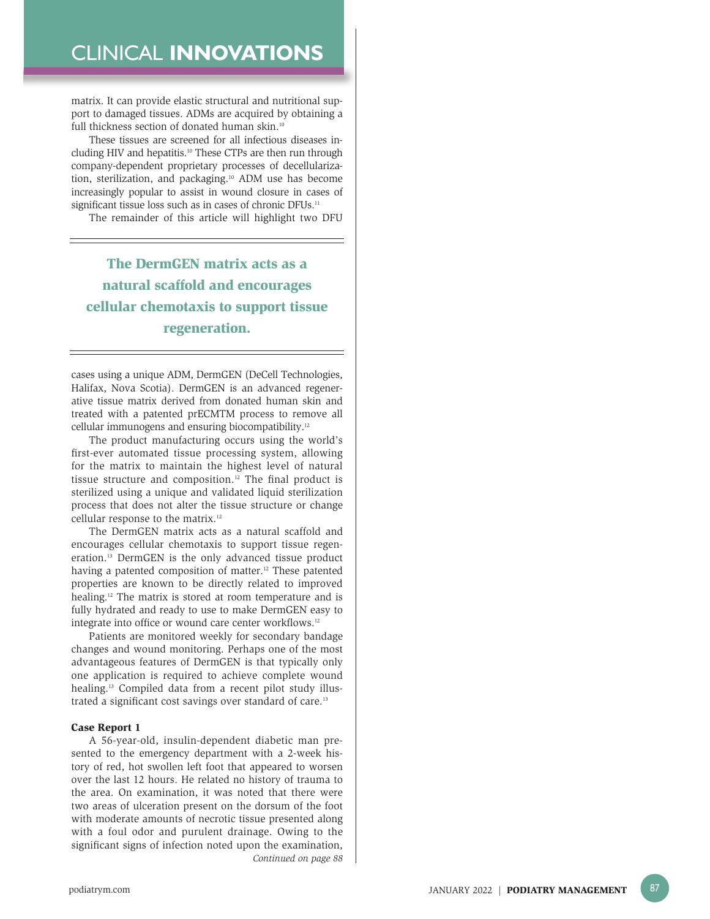matrix. It can provide elastic structural and nutritional support to damaged tissues. ADMs are acquired by obtaining a full thickness section of donated human skin.[10]

These tissues are screened for all infectious diseases including HIV and hepatitis.[10] These CTPs are then run through company-dependent proprietary processes of decellularization, sterilization, and packaging.[10] ADM use has become increasingly popular to assist in wound closure in cases of significant tissue loss such as in cases of chronic DFUs.[11]

The remainder of this article will highlight two DFU cases using a unique ADM, DermGEN (DeCell Technologies, Halifax, Nova Scotia). DermGEN is an advanced regenerative tissue matrix derived from donated human skin and treated with a patented prECMTM process to remove all cellular immunogens and ensuring biocompatibility.[12]

**The DermGEN matrix acts as a natural scaffold and encourages cellular chemotaxis to support tissue regeneration.**

The product manufacturing occurs using the world's first-ever automated tissue processing system, allowing for the matrix to maintain the highest level of natural tissue structure and composition.[12] The final product is sterilized using a unique and validated liquid sterilization process that does not alter the tissue structure or change cellular response to the matrix.[12]

The DermGEN matrix acts as a natural scaffold and encourages cellular chemotaxis to support tissue regeneration.[13] DermGEN is the only advanced tissue product having a patented composition of matter.[12] These patented properties are known to be directly related to improved healing.[12] The matrix is stored at room temperature and is fully hydrated and ready to use to make DermGEN easy to integrate into office or wound care center workflows.[12]

Patients are monitored weekly for secondary bandage changes and wound monitoring. Perhaps one of the most advantageous features of DermGEN is that typically only one application is required to achieve complete wound healing.[13] Compiled data from a recent pilot study illustrated a significant cost savings over standard of care.[13]

**Case Report 1**

A 56-year-old, insulin-dependent diabetic man presented to the emergency department with a 2-week history of red, hot swollen left foot that appeared to worsen over the last 12 hours. He related no history of trauma to the area. On examination, it was noted that there were two areas of ulceration present on the dorsum of the foot with moderate amounts of necrotic tissue presented along with a foul odor and purulent drainage. Owing to the significant signs of infection noted upon the examination,

*Continued on page 88*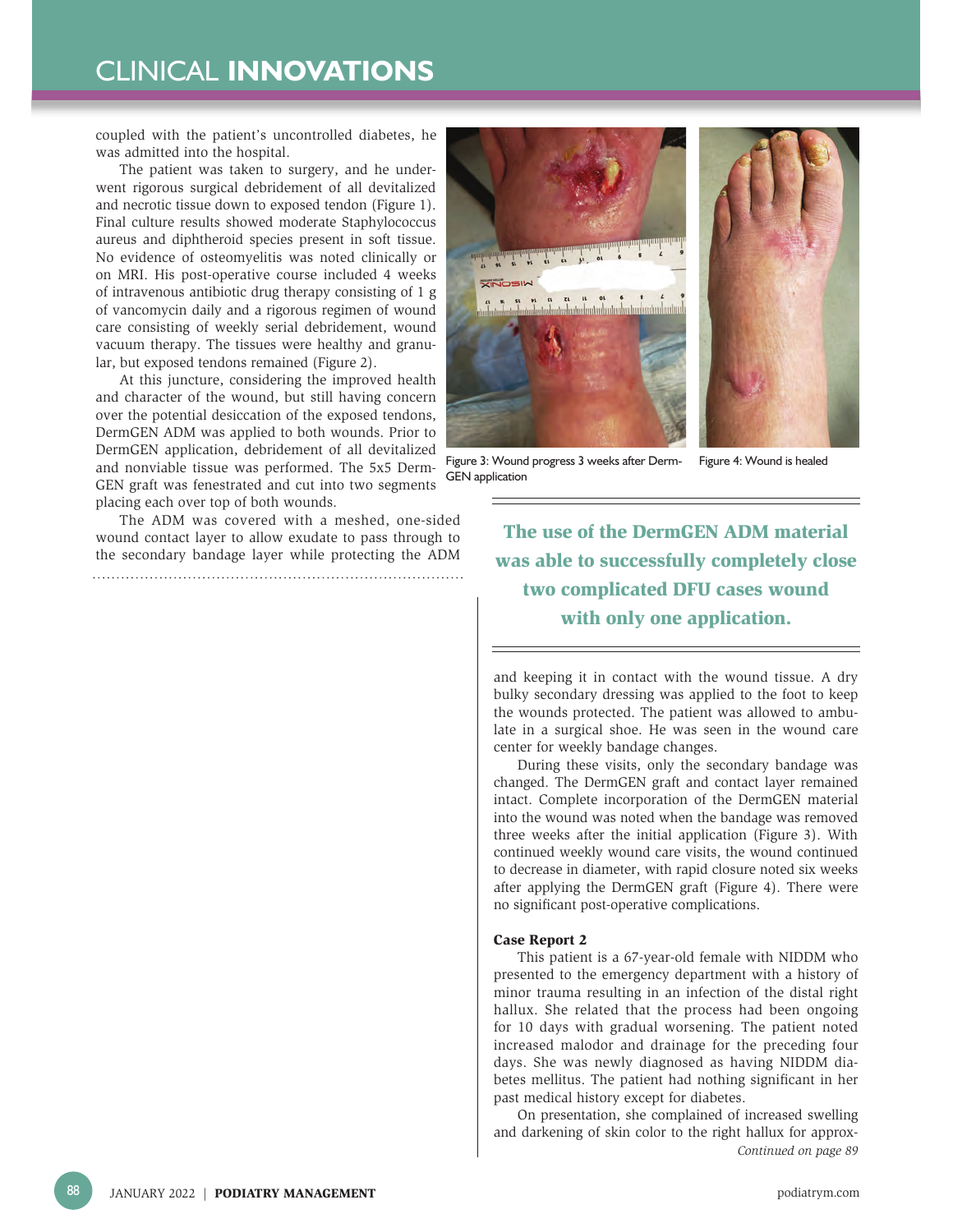coupled with the patient's uncontrolled diabetes, he was admitted into the hospital.

The patient was taken to surgery, and he underwent rigorous surgical debridement of all devitalized and necrotic tissue down to exposed tendon (Figure 1). Final culture results showed moderate Staphylococcus aureus and diphtheroid species present in soft tissue. No evidence of osteomyelitis was noted clinically or on MRI. His post-operative course included 4 weeks of intravenous antibiotic drug therapy consisting of 1 g of vancomycin daily and a rigorous regimen of wound care consisting of weekly serial debridement, wound vacuum therapy. The tissues were healthy and granular, but exposed tendons remained (Figure 2).

At this juncture, considering the improved health and character of the wound, but still having concern over the potential desiccation of the exposed tendons, DermGEN ADM was applied to both wounds. Prior to DermGEN application, debridement of all devitalized and nonviable tissue was performed. The 5x5 DermGEN graft was fenestrated and cut into two segments placing each over top of both wounds.

The ADM was covered with a meshed, one-sided wound contact layer to allow exudate to pass through to the secondary bandage layer while protecting the ADM and keeping it in contact with the wound tissue. A dry bulky secondary dressing was applied to the foot to keep the wounds protected. The patient was allowed to ambulate in a surgical shoe. He was seen in the wound care center for weekly bandage changes.

Figure 3: Wound progress 3 weeks after DermGEN application

Figure 4: Wound is healed

> **The use of the DermGEN ADM material was able to successfully completely close two complicated DFU cases wound with only one application.**

During these visits, only the secondary bandage was changed. The DermGEN graft and contact layer remained intact. Complete incorporation of the DermGEN material into the wound was noted when the bandage was removed three weeks after the initial application (Figure 3). With continued weekly wound care visits, the wound continued to decrease in diameter, with rapid closure noted six weeks after applying the DermGEN graft (Figure 4). There were no significant post-operative complications.

### Case Report 2

This patient is a 67-year-old female with NIDDM who presented to the emergency department with a history of minor trauma resulting in an infection of the distal right hallux. She related that the process had been ongoing for 10 days with gradual worsening. The patient noted increased malodor and drainage for the preceding four days. She was newly diagnosed as having NIDDM diabetes mellitus. The patient had nothing significant in her past medical history except for diabetes.

On presentation, she complained of increased swelling and darkening of skin color to the right hallux for approx-

*Continued on page 89*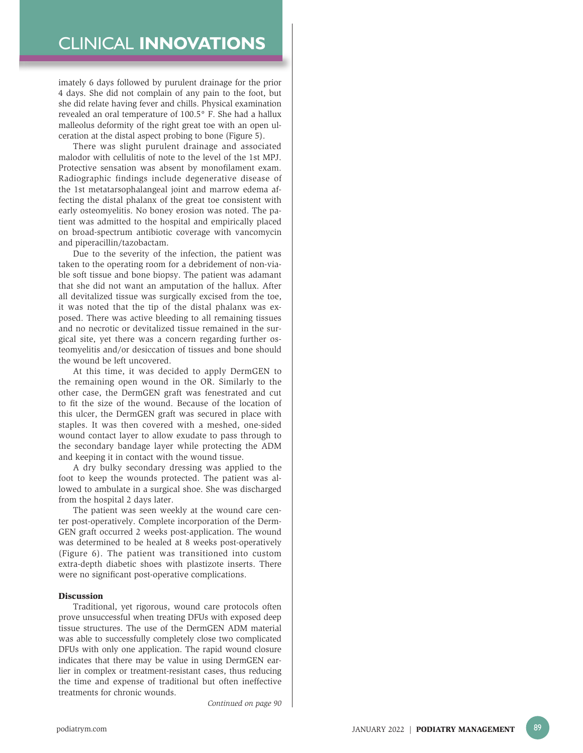imately 6 days followed by purulent drainage for the prior 4 days. She did not complain of any pain to the foot, but she did relate having fever and chills. Physical examination revealed an oral temperature of 100.5° F. She had a hallux malleolus deformity of the right great toe with an open ulceration at the distal aspect probing to bone (Figure 5).

There was slight purulent drainage and associated malodor with cellulitis of note to the level of the 1st MPJ. Protective sensation was absent by monofilament exam. Radiographic findings include degenerative disease of the 1st metatarsophalangeal joint and marrow edema affecting the distal phalanx of the great toe consistent with early osteomyelitis. No boney erosion was noted. The patient was admitted to the hospital and empirically placed on broad-spectrum antibiotic coverage with vancomycin and piperacillin/tazobactam.

Due to the severity of the infection, the patient was taken to the operating room for a debridement of non-viable soft tissue and bone biopsy. The patient was adamant that she did not want an amputation of the hallux. After all devitalized tissue was surgically excised from the toe, it was noted that the tip of the distal phalanx was exposed. There was active bleeding to all remaining tissues and no necrotic or devitalized tissue remained in the surgical site, yet there was a concern regarding further osteomyelitis and/or desiccation of tissues and bone should the wound be left uncovered.

At this time, it was decided to apply DermGEN to the remaining open wound in the OR. Similarly to the other case, the DermGEN graft was fenestrated and cut to fit the size of the wound. Because of the location of this ulcer, the DermGEN graft was secured in place with staples. It was then covered with a meshed, one-sided wound contact layer to allow exudate to pass through to the secondary bandage layer while protecting the ADM and keeping it in contact with the wound tissue.

A dry bulky secondary dressing was applied to the foot to keep the wounds protected. The patient was allowed to ambulate in a surgical shoe. She was discharged from the hospital 2 days later.

The patient was seen weekly at the wound care center post-operatively. Complete incorporation of the DermGEN graft occurred 2 weeks post-application. The wound was determined to be healed at 8 weeks post-operatively (Figure 6). The patient was transitioned into custom extra-depth diabetic shoes with plastizote inserts. There were no significant post-operative complications.

### Discussion

Traditional, yet rigorous, wound care protocols often prove unsuccessful when treating DFUs with exposed deep tissue structures. The use of the DermGEN ADM material was able to successfully completely close two complicated DFUs with only one application. The rapid wound closure indicates that there may be value in using DermGEN earlier in complex or treatment-resistant cases, thus reducing the time and expense of traditional but often ineffective treatments for chronic wounds.

*Continued on page 90*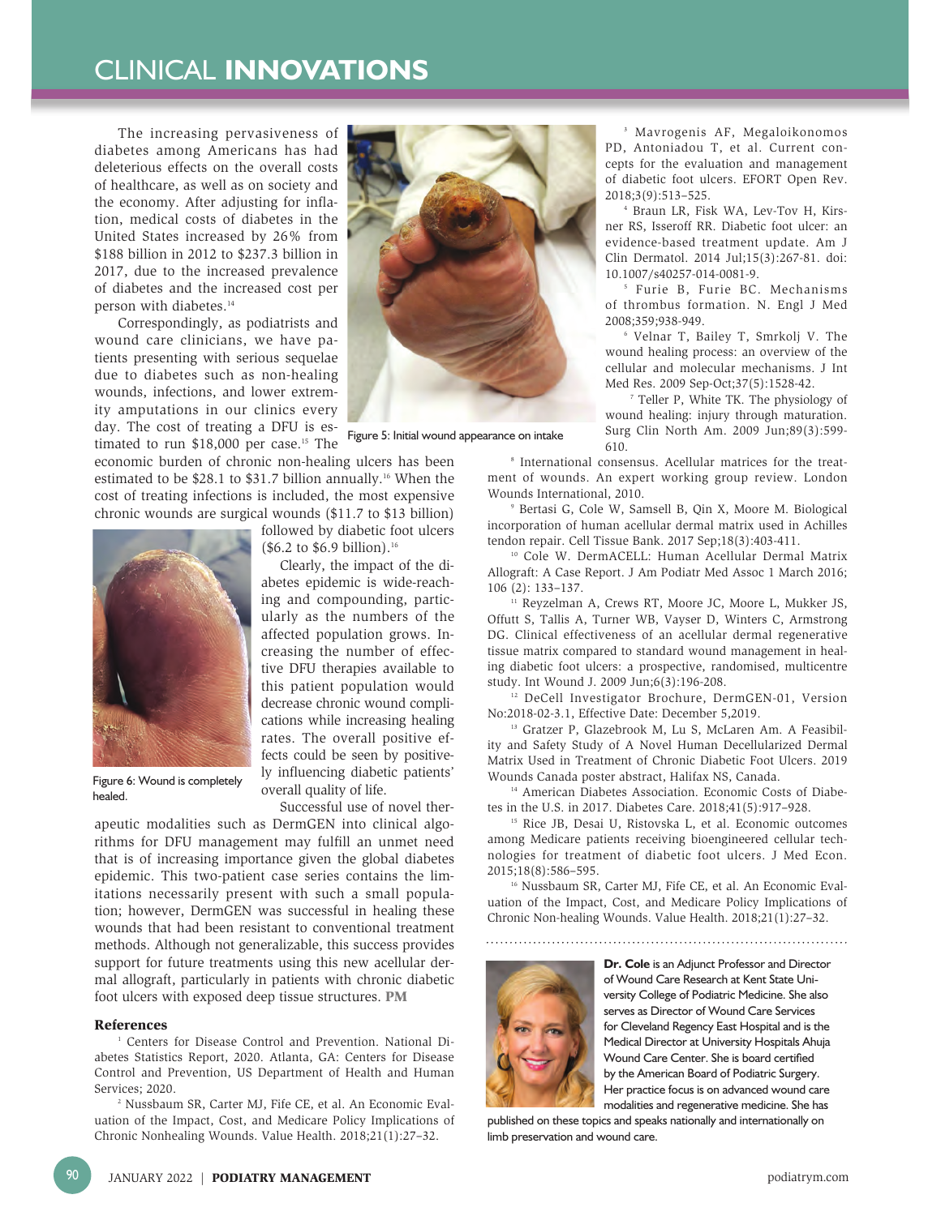The increasing pervasiveness of diabetes among Americans has had deleterious effects on the overall costs of healthcare, as well as on society and the economy. After adjusting for inflation, medical costs of diabetes in the United States increased by 26% from $188 billion in 2012 to $237.3 billion in 2017, due to the increased prevalence of diabetes and the increased cost per person with diabetes.[14]

Correspondingly, as podiatrists and wound care clinicians, we have patients presenting with serious sequelae due to diabetes such as non-healing wounds, infections, and lower extremity amputations in our clinics every day. The cost of treating a DFU is estimated to run $18,000 per case.[15] The economic burden of chronic non-healing ulcers has been estimated to be $28.1 to $31.7 billion annually.[16] When the cost of treating infections is included, the most expensive chronic wounds are surgical wounds ($11.7 to $13 billion) followed by diabetic foot ulcers ($6.2 to $6.9 billion).[16]

Figure 5: Initial wound appearance on intake

Figure 6: Wound is completely healed.

Clearly, the impact of the diabetes epidemic is wide-reaching and compounding, particularly as the numbers of the affected population grows. Increasing the number of effective DFU therapies available to this patient population would decrease chronic wound complications while increasing healing rates. The overall positive effects could be seen by positively influencing diabetic patients' overall quality of life.

Successful use of novel therapeutic modalities such as DermGEN into clinical algorithms for DFU management may fulfill an unmet need that is of increasing importance given the global diabetes epidemic. This two-patient case series contains the limitations necessarily present with such a small population; however, DermGEN was successful in healing these wounds that had been resistant to conventional treatment methods. Although not generalizable, this success provides support for future treatments using this new acellular dermal allograft, particularly in patients with chronic diabetic foot ulcers with exposed deep tissue structures. **PM**

## References

[1] Centers for Disease Control and Prevention. National Diabetes Statistics Report, 2020. Atlanta, GA: Centers for Disease Control and Prevention, US Department of Health and Human Services; 2020.

[2] Nussbaum SR, Carter MJ, Fife CE, et al. An Economic Evaluation of the Impact, Cost, and Medicare Policy Implications of Chronic Nonhealing Wounds. Value Health. 2018;21(1):27–32.

[3] Mavrogenis AF, Megaloikonomos PD, Antoniadou T, et al. Current concepts for the evaluation and management of diabetic foot ulcers. EFORT Open Rev. 2018;3(9):513–525.

[4] Braun LR, Fisk WA, Lev-Tov H, Kirsner RS, Isseroff RR. Diabetic foot ulcer: an evidence-based treatment update. Am J Clin Dermatol. 2014 Jul;15(3):267-81. doi: 10.1007/s40257-014-0081-9.

[5] Furie B, Furie BC. Mechanisms of thrombus formation. N. Engl J Med 2008;359;938-949.

[6] Velnar T, Bailey T, Smrkolj V. The wound healing process: an overview of the cellular and molecular mechanisms. J Int Med Res. 2009 Sep-Oct;37(5):1528-42.

[7] Teller P, White TK. The physiology of wound healing: injury through maturation. Surg Clin North Am. 2009 Jun;89(3):599-610.

[8] International consensus. Acellular matrices for the treatment of wounds. An expert working group review. London Wounds International, 2010.

[9] Bertasi G, Cole W, Samsell B, Qin X, Moore M. Biological incorporation of human acellular dermal matrix used in Achilles tendon repair. Cell Tissue Bank. 2017 Sep;18(3):403-411.

[10] Cole W. DermACELL: Human Acellular Dermal Matrix Allograft: A Case Report. J Am Podiatr Med Assoc 1 March 2016; 106 (2): 133–137.

[11] Reyzelman A, Crews RT, Moore JC, Moore L, Mukker JS, Offutt S, Tallis A, Turner WB, Vayser D, Winters C, Armstrong DG. Clinical effectiveness of an acellular dermal regenerative tissue matrix compared to standard wound management in healing diabetic foot ulcers: a prospective, randomised, multicentre study. Int Wound J. 2009 Jun;6(3):196-208.

[12] DeCell Investigator Brochure, DermGEN-01, Version No:2018-02-3.1, Effective Date: December 5,2019.

[13] Gratzer P, Glazebrook M, Lu S, McLaren Am. A Feasibility and Safety Study of A Novel Human Decellularized Dermal Matrix Used in Treatment of Chronic Diabetic Foot Ulcers. 2019 Wounds Canada poster abstract, Halifax NS, Canada.

[14] American Diabetes Association. Economic Costs of Diabetes in the U.S. in 2017. Diabetes Care. 2018;41(5):917–928.

[15] Rice JB, Desai U, Ristovska L, et al. Economic outcomes among Medicare patients receiving bioengineered cellular technologies for treatment of diabetic foot ulcers. J Med Econ. 2015;18(8):586–595.

[16] Nussbaum SR, Carter MJ, Fife CE, et al. An Economic Evaluation of the Impact, Cost, and Medicare Policy Implications of Chronic Non-healing Wounds. Value Health. 2018;21(1):27–32.

---

**Dr. Cole** is an Adjunct Professor and Director of Wound Care Research at Kent State University College of Podiatric Medicine. She also serves as Director of Wound Care Services for Cleveland Regency East Hospital and is the Medical Director at University Hospitals Ahuja Wound Care Center. She is board certified by the American Board of Podiatric Surgery. Her practice focus is on advanced wound care modalities and regenerative medicine. She has published on these topics and speaks nationally and internationally on limb preservation and wound care.